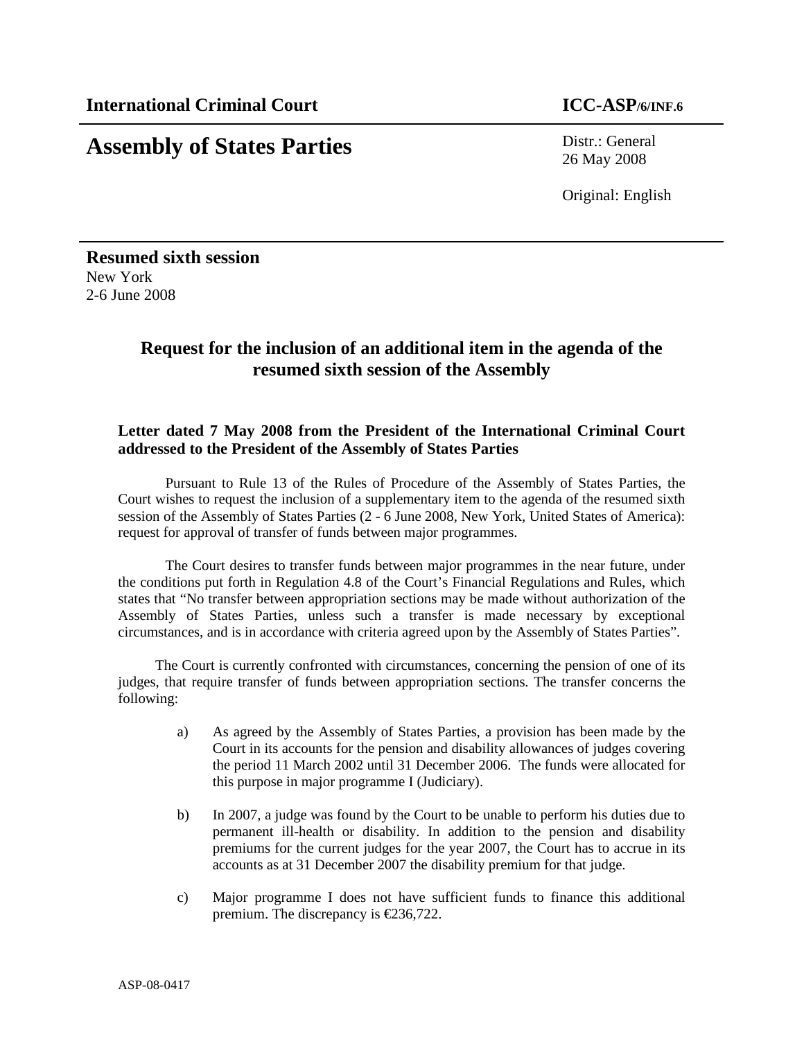**International Criminal Court** **ICC-ASP/6/INF.6**

# Assembly of States Parties

Distr.: General
26 May 2008

Original: English

**Resumed sixth session**
New York
2-6 June 2008

## Request for the inclusion of an additional item in the agenda of the resumed sixth session of the Assembly

### Letter dated 7 May 2008 from the President of the International Criminal Court addressed to the President of the Assembly of States Parties

Pursuant to Rule 13 of the Rules of Procedure of the Assembly of States Parties, the Court wishes to request the inclusion of a supplementary item to the agenda of the resumed sixth session of the Assembly of States Parties (2 - 6 June 2008, New York, United States of America): request for approval of transfer of funds between major programmes.

The Court desires to transfer funds between major programmes in the near future, under the conditions put forth in Regulation 4.8 of the Court's Financial Regulations and Rules, which states that "No transfer between appropriation sections may be made without authorization of the Assembly of States Parties, unless such a transfer is made necessary by exceptional circumstances, and is in accordance with criteria agreed upon by the Assembly of States Parties".

The Court is currently confronted with circumstances, concerning the pension of one of its judges, that require transfer of funds between appropriation sections. The transfer concerns the following:

a) As agreed by the Assembly of States Parties, a provision has been made by the Court in its accounts for the pension and disability allowances of judges covering the period 11 March 2002 until 31 December 2006. The funds were allocated for this purpose in major programme I (Judiciary).

b) In 2007, a judge was found by the Court to be unable to perform his duties due to permanent ill-health or disability. In addition to the pension and disability premiums for the current judges for the year 2007, the Court has to accrue in its accounts as at 31 December 2007 the disability premium for that judge.

c) Major programme I does not have sufficient funds to finance this additional premium. The discrepancy is €236,722.

ASP-08-0417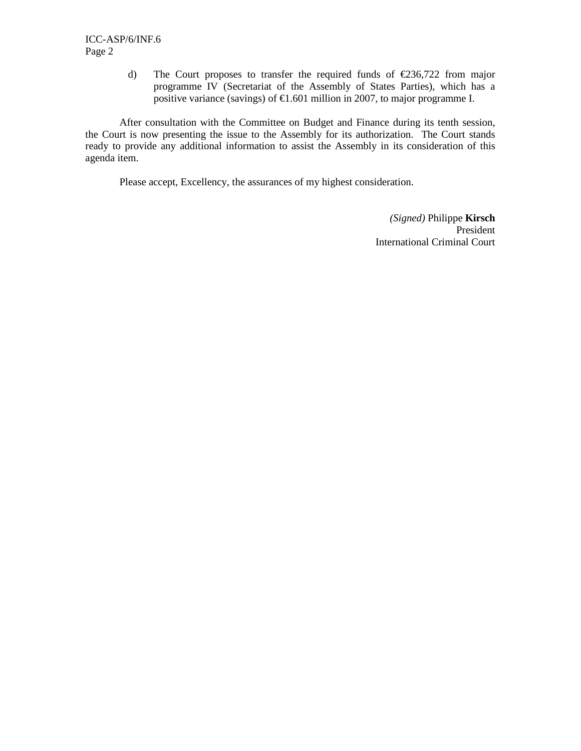d) The Court proposes to transfer the required funds of €236,722 from major programme IV (Secretariat of the Assembly of States Parties), which has a positive variance (savings) of €1.601 million in 2007, to major programme I.

After consultation with the Committee on Budget and Finance during its tenth session, the Court is now presenting the issue to the Assembly for its authorization. The Court stands ready to provide any additional information to assist the Assembly in its consideration of this agenda item.

Please accept, Excellency, the assurances of my highest consideration.

*(Signed)* Philippe **Kirsch**
President
International Criminal Court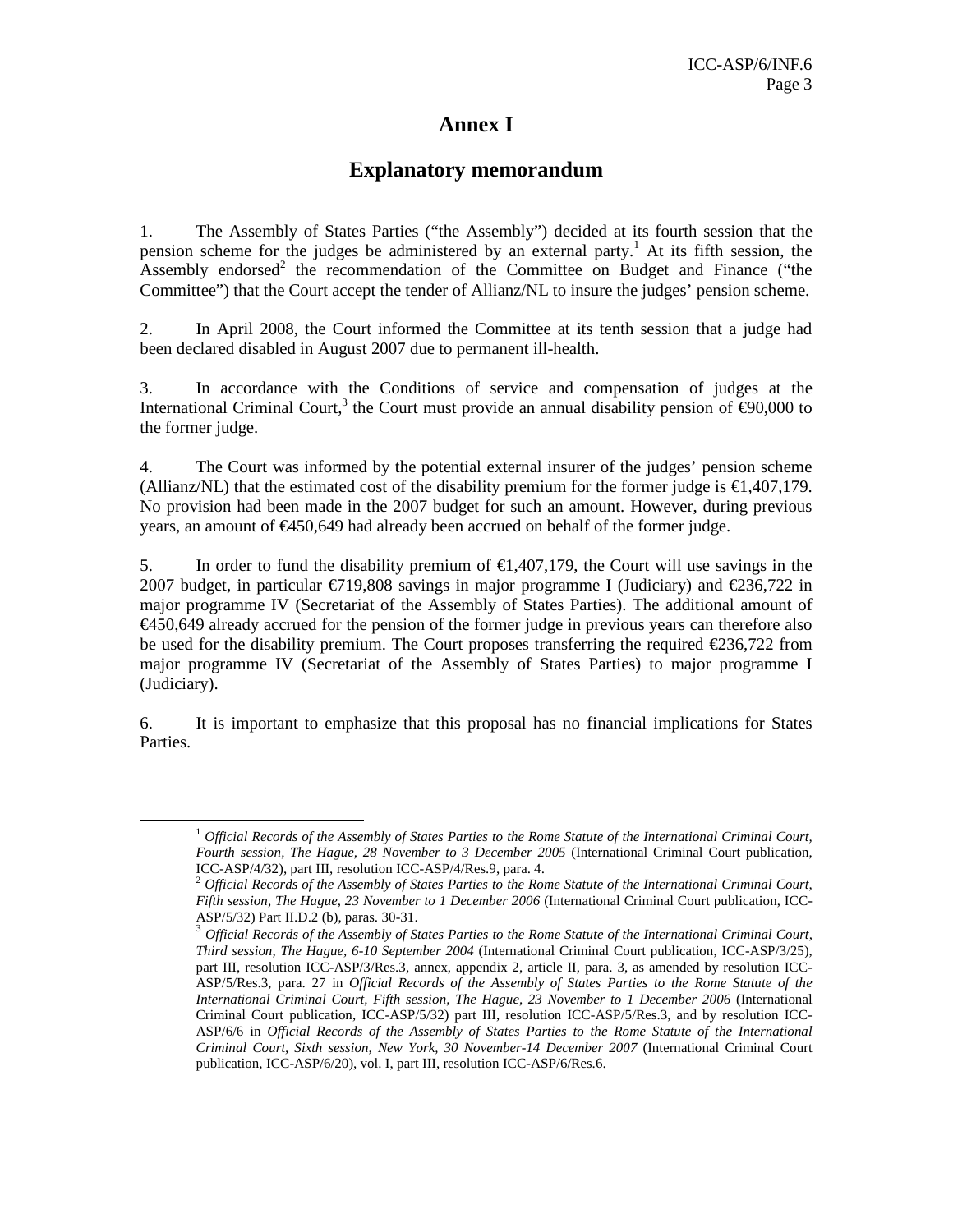# Annex I

## Explanatory memorandum

1. The Assembly of States Parties ("the Assembly") decided at its fourth session that the pension scheme for the judges be administered by an external party.[1] At its fifth session, the Assembly endorsed[2] the recommendation of the Committee on Budget and Finance ("the Committee") that the Court accept the tender of Allianz/NL to insure the judges' pension scheme.

2. In April 2008, the Court informed the Committee at its tenth session that a judge had been declared disabled in August 2007 due to permanent ill-health.

3. In accordance with the Conditions of service and compensation of judges at the International Criminal Court,[3] the Court must provide an annual disability pension of €90,000 to the former judge.

4. The Court was informed by the potential external insurer of the judges' pension scheme (Allianz/NL) that the estimated cost of the disability premium for the former judge is €1,407,179. No provision had been made in the 2007 budget for such an amount. However, during previous years, an amount of €450,649 had already been accrued on behalf of the former judge.

5. In order to fund the disability premium of €1,407,179, the Court will use savings in the 2007 budget, in particular €719,808 savings in major programme I (Judiciary) and €236,722 in major programme IV (Secretariat of the Assembly of States Parties). The additional amount of €450,649 already accrued for the pension of the former judge in previous years can therefore also be used for the disability premium. The Court proposes transferring the required €236,722 from major programme IV (Secretariat of the Assembly of States Parties) to major programme I (Judiciary).

6. It is important to emphasize that this proposal has no financial implications for States Parties.

---

[1] *Official Records of the Assembly of States Parties to the Rome Statute of the International Criminal Court, Fourth session, The Hague, 28 November to 3 December 2005* (International Criminal Court publication, ICC-ASP/4/32), part III, resolution ICC-ASP/4/Res.9, para. 4.

[2] *Official Records of the Assembly of States Parties to the Rome Statute of the International Criminal Court, Fifth session, The Hague, 23 November to 1 December 2006* (International Criminal Court publication, ICC-ASP/5/32) Part II.D.2 (b), paras. 30-31.

[3] *Official Records of the Assembly of States Parties to the Rome Statute of the International Criminal Court, Third session, The Hague, 6-10 September 2004* (International Criminal Court publication, ICC-ASP/3/25), part III, resolution ICC-ASP/3/Res.3, annex, appendix 2, article II, para. 3, as amended by resolution ICC-ASP/5/Res.3, para. 27 in *Official Records of the Assembly of States Parties to the Rome Statute of the International Criminal Court, Fifth session, The Hague, 23 November to 1 December 2006* (International Criminal Court publication, ICC-ASP/5/32) part III, resolution ICC-ASP/5/Res.3, and by resolution ICC-ASP/6/6 in *Official Records of the Assembly of States Parties to the Rome Statute of the International Criminal Court, Sixth session, New York, 30 November-14 December 2007* (International Criminal Court publication, ICC-ASP/6/20), vol. I, part III, resolution ICC-ASP/6/Res.6.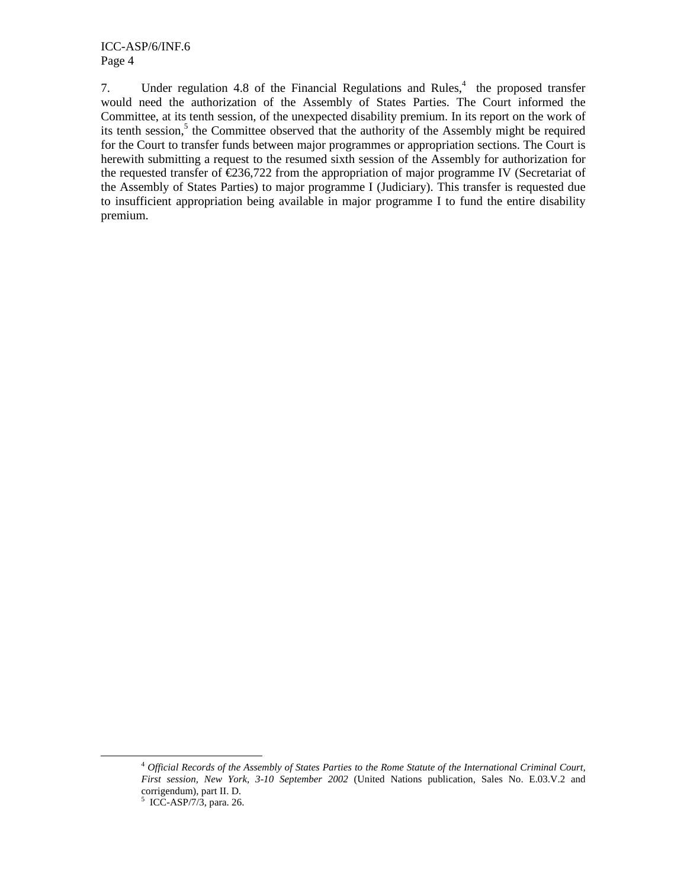7. Under regulation 4.8 of the Financial Regulations and Rules,[4] the proposed transfer would need the authorization of the Assembly of States Parties. The Court informed the Committee, at its tenth session, of the unexpected disability premium. In its report on the work of its tenth session,[5] the Committee observed that the authority of the Assembly might be required for the Court to transfer funds between major programmes or appropriation sections. The Court is herewith submitting a request to the resumed sixth session of the Assembly for authorization for the requested transfer of €236,722 from the appropriation of major programme IV (Secretariat of the Assembly of States Parties) to major programme I (Judiciary). This transfer is requested due to insufficient appropriation being available in major programme I to fund the entire disability premium.

---

[4] *Official Records of the Assembly of States Parties to the Rome Statute of the International Criminal Court, First session, New York, 3-10 September 2002* (United Nations publication, Sales No. E.03.V.2 and corrigendum), part II. D.

[5] ICC-ASP/7/3, para. 26.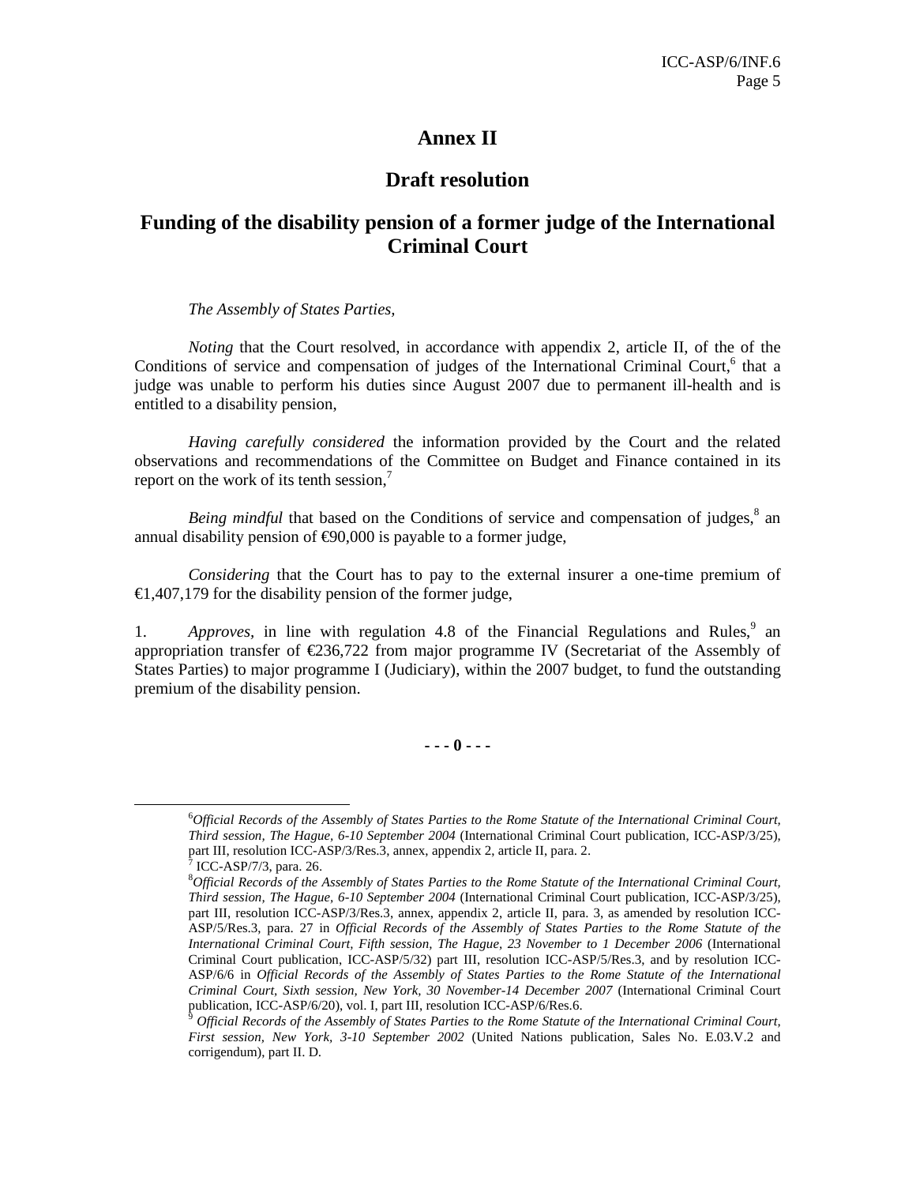# Annex II

## Draft resolution

## Funding of the disability pension of a former judge of the International Criminal Court

*The Assembly of States Parties,*

*Noting* that the Court resolved, in accordance with appendix 2, article II, of the of the Conditions of service and compensation of judges of the International Criminal Court,[6] that a judge was unable to perform his duties since August 2007 due to permanent ill-health and is entitled to a disability pension,

*Having carefully considered* the information provided by the Court and the related observations and recommendations of the Committee on Budget and Finance contained in its report on the work of its tenth session,[7]

*Being mindful* that based on the Conditions of service and compensation of judges,[8] an annual disability pension of €90,000 is payable to a former judge,

*Considering* that the Court has to pay to the external insurer a one-time premium of €1,407,179 for the disability pension of the former judge,

1. *Approves*, in line with regulation 4.8 of the Financial Regulations and Rules,[9] an appropriation transfer of €236,722 from major programme IV (Secretariat of the Assembly of States Parties) to major programme I (Judiciary), within the 2007 budget, to fund the outstanding premium of the disability pension.

**- - - 0 - - -**

---

[6] *Official Records of the Assembly of States Parties to the Rome Statute of the International Criminal Court, Third session, The Hague, 6-10 September 2004* (International Criminal Court publication, ICC-ASP/3/25), part III, resolution ICC-ASP/3/Res.3, annex, appendix 2, article II, para. 2.

[7] ICC-ASP/7/3, para. 26.

[8] *Official Records of the Assembly of States Parties to the Rome Statute of the International Criminal Court, Third session, The Hague, 6-10 September 2004* (International Criminal Court publication, ICC-ASP/3/25), part III, resolution ICC-ASP/3/Res.3, annex, appendix 2, article II, para. 3, as amended by resolution ICC-ASP/5/Res.3, para. 27 in *Official Records of the Assembly of States Parties to the Rome Statute of the International Criminal Court, Fifth session, The Hague, 23 November to 1 December 2006* (International Criminal Court publication, ICC-ASP/5/32) part III, resolution ICC-ASP/5/Res.3, and by resolution ICC-ASP/6/6 in *Official Records of the Assembly of States Parties to the Rome Statute of the International Criminal Court, Sixth session, New York, 30 November-14 December 2007* (International Criminal Court publication, ICC-ASP/6/20), vol. I, part III, resolution ICC-ASP/6/Res.6.

[9] *Official Records of the Assembly of States Parties to the Rome Statute of the International Criminal Court, First session, New York, 3-10 September 2002* (United Nations publication, Sales No. E.03.V.2 and corrigendum), part II. D.